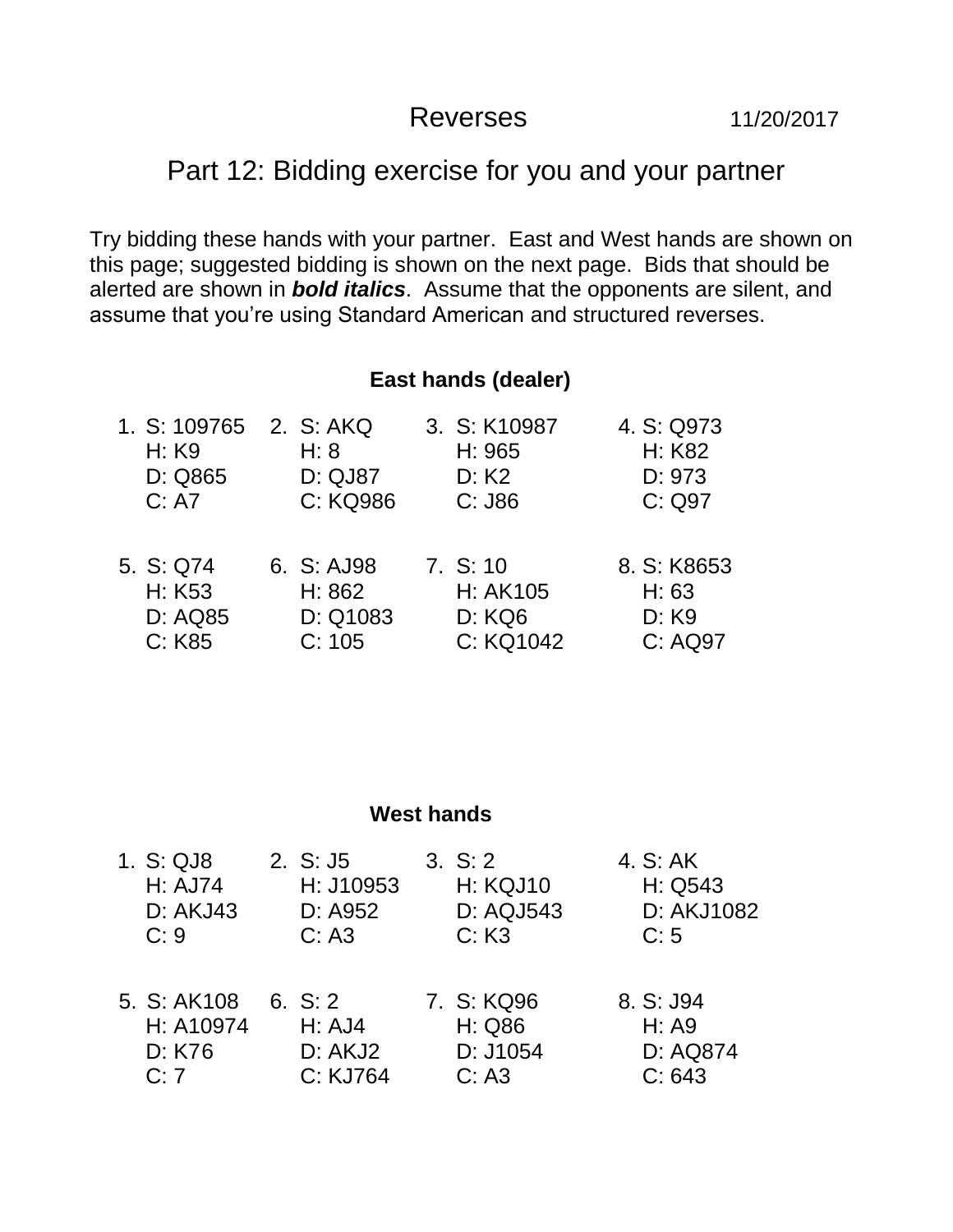# Reverses

11/20/2017

## Part 12: Bidding exercise for you and your partner

Try bidding these hands with your partner. East and West hands are shown on this page; suggested bidding is shown on the next page. Bids that should be alerted are shown in ***bold italics***. Assume that the opponents are silent, and assume that you're using Standard American and structured reverses.

### East hands (dealer)

| 1. | 2. | 3. | 4. |
|---|---|---|---|
| S: 109765 | S: AKQ | S: K10987 | S: Q973 |
| H: K9 | H: 8 | H: 965 | H: K82 |
| D: Q865 | D: QJ87 | D: K2 | D: 973 |
| C: A7 | C: KQ986 | C: J86 | C: Q97 |

| 5. | 6. | 7. | 8. |
|---|---|---|---|
| S: Q74 | S: AJ98 | S: 10 | S: K8653 |
| H: K53 | H: 862 | H: AK105 | H: 63 |
| D: AQ85 | D: Q1083 | D: KQ6 | D: K9 |
| C: K85 | C: 105 | C: KQ1042 | C: AQ97 |

### West hands

| 1. | 2. | 3. | 4. |
|---|---|---|---|
| S: QJ8 | S: J5 | S: 2 | S: AK |
| H: AJ74 | H: J10953 | H: KQJ10 | H: Q543 |
| D: AKJ43 | D: A952 | D: AQJ543 | D: AKJ1082 |
| C: 9 | C: A3 | C: K3 | C: 5 |

| 5. | 6. | 7. | 8. |
|---|---|---|---|
| S: AK108 | S: 2 | S: KQ96 | S: J94 |
| H: A10974 | H: AJ4 | H: Q86 | H: A9 |
| D: K76 | D: AKJ2 | D: J1054 | D: AQ874 |
| C: 7 | C: KJ764 | C: A3 | C: 643 |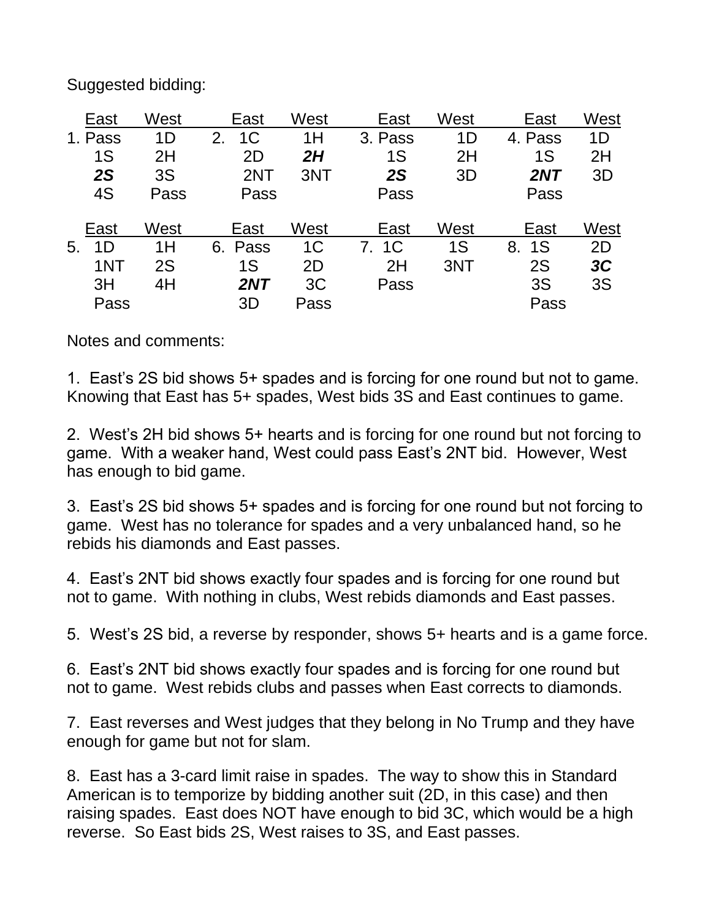Suggested bidding:

| | East | West | | East | West | | East | West | | East | West |
|---|---|---|---|---|---|---|---|---|---|---|---|
| 1. | Pass | 1D | 2. | 1C | 1H | 3. | Pass | 1D | 4. | Pass | 1D |
| | 1S | 2H | | 2D | ***2H*** | | 1S | 2H | | 1S | 2H |
| | ***2S*** | 3S | | 2NT | 3NT | | ***2S*** | 3D | | ***2NT*** | 3D |
| | 4S | Pass | | Pass | | | Pass | | | Pass | |

| | East | West | | East | West | | East | West | | East | West |
|---|---|---|---|---|---|---|---|---|---|---|---|
| 5. | 1D | 1H | 6. | Pass | 1C | 7. | 1C | 1S | 8. | 1S | 2D |
| | 1NT | 2S | | 1S | 2D | | 2H | 3NT | | 2S | ***3C*** |
| | 3H | 4H | | ***2NT*** | 3C | | Pass | | | 3S | 3S |
| | Pass | | | 3D | Pass | | | | | Pass | |

Notes and comments:

1. East's 2S bid shows 5+ spades and is forcing for one round but not to game. Knowing that East has 5+ spades, West bids 3S and East continues to game.

2. West's 2H bid shows 5+ hearts and is forcing for one round but not forcing to game. With a weaker hand, West could pass East's 2NT bid. However, West has enough to bid game.

3. East's 2S bid shows 5+ spades and is forcing for one round but not forcing to game. West has no tolerance for spades and a very unbalanced hand, so he rebids his diamonds and East passes.

4. East's 2NT bid shows exactly four spades and is forcing for one round but not to game. With nothing in clubs, West rebids diamonds and East passes.

5. West's 2S bid, a reverse by responder, shows 5+ hearts and is a game force.

6. East's 2NT bid shows exactly four spades and is forcing for one round but not to game. West rebids clubs and passes when East corrects to diamonds.

7. East reverses and West judges that they belong in No Trump and they have enough for game but not for slam.

8. East has a 3-card limit raise in spades. The way to show this in Standard American is to temporize by bidding another suit (2D, in this case) and then raising spades. East does NOT have enough to bid 3C, which would be a high reverse. So East bids 2S, West raises to 3S, and East passes.